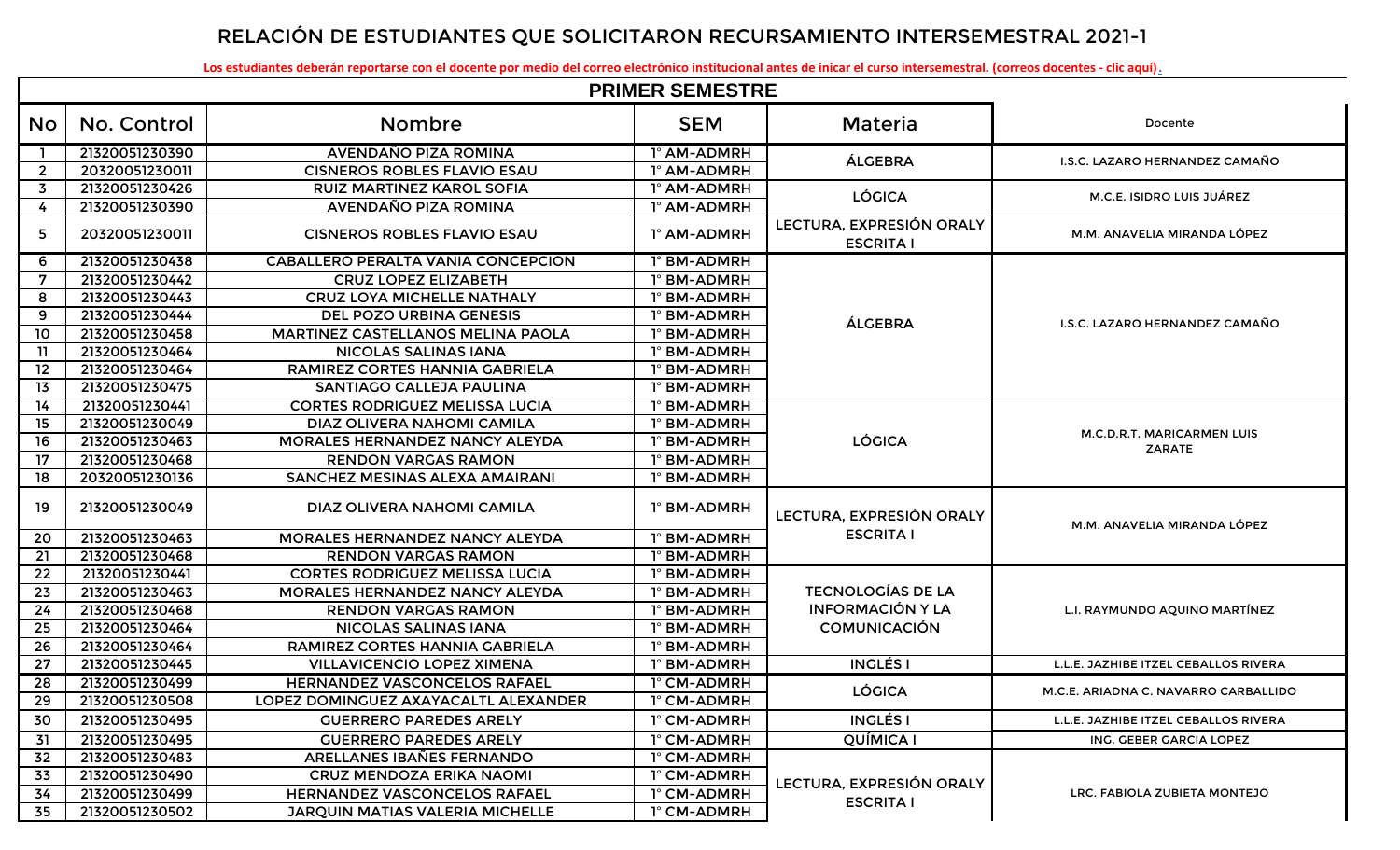# RELACIÓN DE ESTUDIANTES QUE SOLICITARON RECURSAMIENTO INTERSEMESTRAL 2021-1

**Los estudiantes deberán reportarse con el docente por medio del correo electrónico institucional antes de inicar el curso intersemestral. (correos docentes - clic aquí).**

## PRIMER SEMESTRE

| No | No. Control | Nombre | SEM | Materia | Docente |
|---|---|---|---|---|---|
| 1 | 21320051230390 | AVENDAÑO PIZA ROMINA | 1° AM-ADMRH | ÁLGEBRA | I.S.C. LAZARO HERNANDEZ CAMAÑO |
| 2 | 20320051230011 | CISNEROS ROBLES FLAVIO ESAU | 1° AM-ADMRH | | |
| 3 | 21320051230426 | RUIZ MARTINEZ KAROL SOFIA | 1° AM-ADMRH | LÓGICA | M.C.E. ISIDRO LUIS JUÁREZ |
| 4 | 21320051230390 | AVENDAÑO PIZA ROMINA | 1° AM-ADMRH | | |
| 5 | 20320051230011 | CISNEROS ROBLES FLAVIO ESAU | 1° AM-ADMRH | LECTURA, EXPRESIÓN ORALY ESCRITA I | M.M. ANAVELIA MIRANDA LÓPEZ |
| 6 | 21320051230438 | CABALLERO PERALTA VANIA CONCEPCION | 1° BM-ADMRH | ÁLGEBRA | I.S.C. LAZARO HERNANDEZ CAMAÑO |
| 7 | 21320051230442 | CRUZ LOPEZ ELIZABETH | 1° BM-ADMRH | | |
| 8 | 21320051230443 | CRUZ LOYA MICHELLE NATHALY | 1° BM-ADMRH | | |
| 9 | 21320051230444 | DEL POZO URBINA GENESIS | 1° BM-ADMRH | | |
| 10 | 21320051230458 | MARTINEZ CASTELLANOS MELINA PAOLA | 1° BM-ADMRH | | |
| 11 | 21320051230464 | NICOLAS SALINAS IANA | 1° BM-ADMRH | | |
| 12 | 21320051230464 | RAMIREZ CORTES HANNIA GABRIELA | 1° BM-ADMRH | | |
| 13 | 21320051230475 | SANTIAGO CALLEJA PAULINA | 1° BM-ADMRH | | |
| 14 | 21320051230441 | CORTES RODRIGUEZ MELISSA LUCIA | 1° BM-ADMRH | LÓGICA | M.C.D.R.T. MARICARMEN LUIS ZARATE |
| 15 | 21320051230049 | DIAZ OLIVERA NAHOMI CAMILA | 1° BM-ADMRH | | |
| 16 | 21320051230463 | MORALES HERNANDEZ NANCY ALEYDA | 1° BM-ADMRH | | |
| 17 | 21320051230468 | RENDON VARGAS RAMON | 1° BM-ADMRH | | |
| 18 | 20320051230136 | SANCHEZ MESINAS ALEXA AMAIRANI | 1° BM-ADMRH | | |
| 19 | 21320051230049 | DIAZ OLIVERA NAHOMI CAMILA | 1° BM-ADMRH | LECTURA, EXPRESIÓN ORALY ESCRITA I | M.M. ANAVELIA MIRANDA LÓPEZ |
| 20 | 21320051230463 | MORALES HERNANDEZ NANCY ALEYDA | 1° BM-ADMRH | | |
| 21 | 21320051230468 | RENDON VARGAS RAMON | 1° BM-ADMRH | | |
| 22 | 21320051230441 | CORTES RODRIGUEZ MELISSA LUCIA | 1° BM-ADMRH | TECNOLOGÍAS DE LA INFORMACIÓN Y LA COMUNICACIÓN | L.I. RAYMUNDO AQUINO MARTÍNEZ |
| 23 | 21320051230463 | MORALES HERNANDEZ NANCY ALEYDA | 1° BM-ADMRH | | |
| 24 | 21320051230468 | RENDON VARGAS RAMON | 1° BM-ADMRH | | |
| 25 | 21320051230464 | NICOLAS SALINAS IANA | 1° BM-ADMRH | | |
| 26 | 21320051230464 | RAMIREZ CORTES HANNIA GABRIELA | 1° BM-ADMRH | | |
| 27 | 21320051230445 | VILLAVICENCIO LOPEZ XIMENA | 1° BM-ADMRH | INGLÉS I | L.L.E. JAZHIBE ITZEL CEBALLOS RIVERA |
| 28 | 21320051230499 | HERNANDEZ VASCONCELOS RAFAEL | 1° CM-ADMRH | LÓGICA | M.C.E. ARIADNA C. NAVARRO CARBALLIDO |
| 29 | 21320051230508 | LOPEZ DOMINGUEZ AXAYACATL ALEXANDER | 1° CM-ADMRH | | |
| 30 | 21320051230495 | GUERRERO PAREDES ARELY | 1° CM-ADMRH | INGLÉS I | L.L.E. JAZHIBE ITZEL CEBALLOS RIVERA |
| 31 | 21320051230495 | GUERRERO PAREDES ARELY | 1° CM-ADMRH | QUÍMICA I | ING. GEBER GARCIA LOPEZ |
| 32 | 21320051230483 | ARELLANES IBAÑES FERNANDO | 1° CM-ADMRH | LECTURA, EXPRESIÓN ORALY ESCRITA I | LRC. FABIOLA ZUBIETA MONTEJO |
| 33 | 21320051230490 | CRUZ MENDOZA ERIKA NAOMI | 1° CM-ADMRH | | |
| 34 | 21320051230499 | HERNANDEZ VASCONCELOS RAFAEL | 1° CM-ADMRH | | |
| 35 | 21320051230502 | JARQUIN MATIAS VALERIA MICHELLE | 1° CM-ADMRH | | |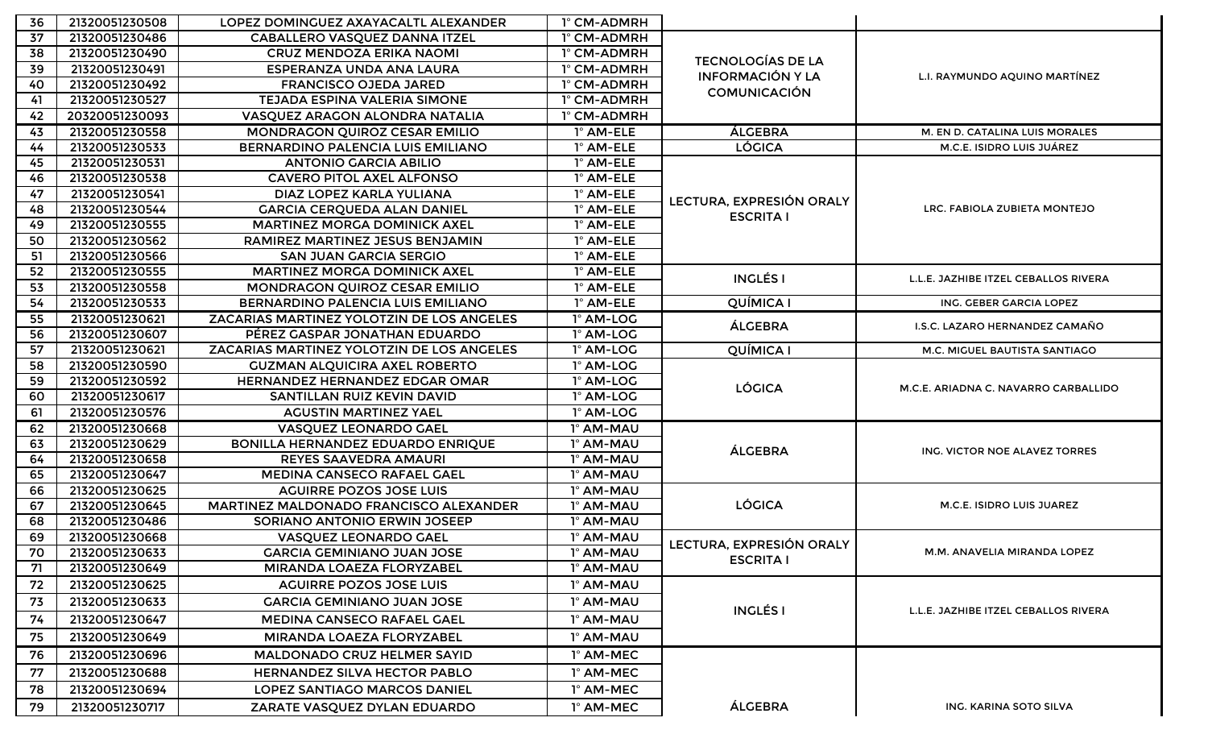| 36 | 21320051230508 | LOPEZ DOMINGUEZ AXAYACATL ALEXANDER | 1° CM-ADMRH | | |
|---|---|---|---|---|---|
| 37 | 21320051230486 | CABALLERO VASQUEZ DANNA ITZEL | 1° CM-ADMRH | TECNOLOGÍAS DE LA INFORMACIÓN Y LA COMUNICACIÓN | L.I. RAYMUNDO AQUINO MARTÍNEZ |
| 38 | 21320051230490 | CRUZ MENDOZA ERIKA NAOMI | 1° CM-ADMRH | | |
| 39 | 21320051230491 | ESPERANZA UNDA ANA LAURA | 1° CM-ADMRH | | |
| 40 | 21320051230492 | FRANCISCO OJEDA JARED | 1° CM-ADMRH | | |
| 41 | 21320051230527 | TEJADA ESPINA VALERIA SIMONE | 1° CM-ADMRH | | |
| 42 | 20320051230093 | VASQUEZ ARAGON ALONDRA NATALIA | 1° CM-ADMRH | | |
| 43 | 21320051230558 | MONDRAGON QUIROZ CESAR EMILIO | 1° AM-ELE | ÁLGEBRA | M. EN D. CATALINA LUIS MORALES |
| 44 | 21320051230533 | BERNARDINO PALENCIA LUIS EMILIANO | 1° AM-ELE | LÓGICA | M.C.E. ISIDRO LUIS JUÁREZ |
| 45 | 21320051230531 | ANTONIO GARCIA ABILIO | 1° AM-ELE | LECTURA, EXPRESIÓN ORALY ESCRITA I | LRC. FABIOLA ZUBIETA MONTEJO |
| 46 | 21320051230538 | CAVERO PITOL AXEL ALFONSO | 1° AM-ELE | | |
| 47 | 21320051230541 | DIAZ LOPEZ KARLA YULIANA | 1° AM-ELE | | |
| 48 | 21320051230544 | GARCIA CERQUEDA ALAN DANIEL | 1° AM-ELE | | |
| 49 | 21320051230555 | MARTINEZ MORGA DOMINICK AXEL | 1° AM-ELE | | |
| 50 | 21320051230562 | RAMIREZ MARTINEZ JESUS BENJAMIN | 1° AM-ELE | | |
| 51 | 21320051230566 | SAN JUAN GARCIA SERGIO | 1° AM-ELE | | |
| 52 | 21320051230555 | MARTINEZ MORGA DOMINICK AXEL | 1° AM-ELE | INGLÉS I | L.L.E. JAZHIBE ITZEL CEBALLOS RIVERA |
| 53 | 21320051230558 | MONDRAGON QUIROZ CESAR EMILIO | 1° AM-ELE | | |
| 54 | 21320051230533 | BERNARDINO PALENCIA LUIS EMILIANO | 1° AM-ELE | QUÍMICA I | ING. GEBER GARCIA LOPEZ |
| 55 | 21320051230621 | ZACARIAS MARTINEZ YOLOTZIN DE LOS ANGELES | 1° AM-LOG | ÁLGEBRA | I.S.C. LAZARO HERNANDEZ CAMAÑO |
| 56 | 21320051230607 | PÉREZ GASPAR JONATHAN EDUARDO | 1° AM-LOG | | |
| 57 | 21320051230621 | ZACARIAS MARTINEZ YOLOTZIN DE LOS ANGELES | 1° AM-LOG | QUÍMICA I | M.C. MIGUEL BAUTISTA SANTIAGO |
| 58 | 21320051230590 | GUZMAN ALQUICIRA AXEL ROBERTO | 1° AM-LOG | LÓGICA | M.C.E. ARIADNA C. NAVARRO CARBALLIDO |
| 59 | 21320051230592 | HERNANDEZ HERNANDEZ EDGAR OMAR | 1° AM-LOG | | |
| 60 | 21320051230617 | SANTILLAN RUIZ KEVIN DAVID | 1° AM-LOG | | |
| 61 | 21320051230576 | AGUSTIN MARTINEZ YAEL | 1° AM-LOG | | |
| 62 | 21320051230668 | VASQUEZ LEONARDO GAEL | 1° AM-MAU | ÁLGEBRA | ING. VICTOR NOE ALAVEZ TORRES |
| 63 | 21320051230629 | BONILLA HERNANDEZ EDUARDO ENRIQUE | 1° AM-MAU | | |
| 64 | 21320051230658 | REYES SAAVEDRA AMAURI | 1° AM-MAU | | |
| 65 | 21320051230647 | MEDINA CANSECO RAFAEL GAEL | 1° AM-MAU | | |
| 66 | 21320051230625 | AGUIRRE POZOS JOSE LUIS | 1° AM-MAU | LÓGICA | M.C.E. ISIDRO LUIS JUAREZ |
| 67 | 21320051230645 | MARTINEZ MALDONADO FRANCISCO ALEXANDER | 1° AM-MAU | | |
| 68 | 21320051230486 | SORIANO ANTONIO ERWIN JOSEEP | 1° AM-MAU | | |
| 69 | 21320051230668 | VASQUEZ LEONARDO GAEL | 1° AM-MAU | LECTURA, EXPRESIÓN ORALY ESCRITA I | M.M. ANAVELIA MIRANDA LOPEZ |
| 70 | 21320051230633 | GARCIA GEMINIANO JUAN JOSE | 1° AM-MAU | | |
| 71 | 21320051230649 | MIRANDA LOAEZA FLORYZABEL | 1° AM-MAU | | |
| 72 | 21320051230625 | AGUIRRE POZOS JOSE LUIS | 1° AM-MAU | INGLÉS I | L.L.E. JAZHIBE ITZEL CEBALLOS RIVERA |
| 73 | 21320051230633 | GARCIA GEMINIANO JUAN JOSE | 1° AM-MAU | | |
| 74 | 21320051230647 | MEDINA CANSECO RAFAEL GAEL | 1° AM-MAU | | |
| 75 | 21320051230649 | MIRANDA LOAEZA FLORYZABEL | 1° AM-MAU | | |
| 76 | 21320051230696 | MALDONADO CRUZ HELMER SAYID | 1° AM-MEC | ÁLGEBRA | ING. KARINA SOTO SILVA |
| 77 | 21320051230688 | HERNANDEZ SILVA HECTOR PABLO | 1° AM-MEC | | |
| 78 | 21320051230694 | LOPEZ SANTIAGO MARCOS DANIEL | 1° AM-MEC | | |
| 79 | 21320051230717 | ZARATE VASQUEZ DYLAN EDUARDO | 1° AM-MEC | | |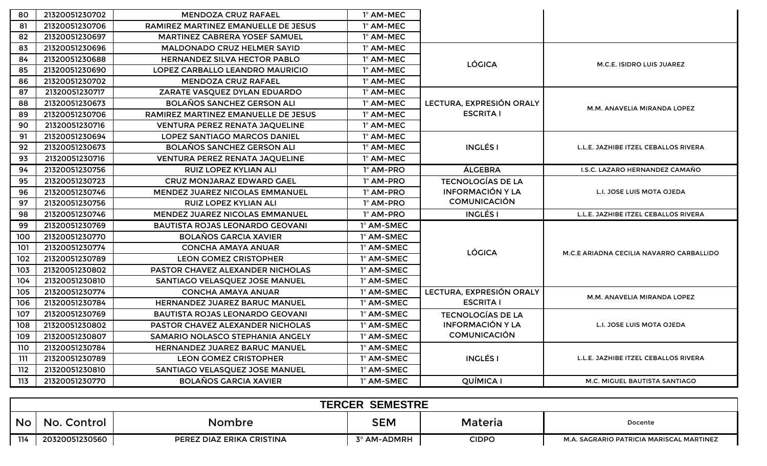| | | | | | |
|---|---|---|---|---|---|
| 80 | 21320051230702 | MENDOZA CRUZ RAFAEL | 1° AM-MEC | | |
| 81 | 21320051230706 | RAMIREZ MARTINEZ EMANUELLE DE JESUS | 1° AM-MEC | | |
| 82 | 21320051230697 | MARTINEZ CABRERA YOSEF SAMUEL | 1° AM-MEC | | |
| 83 | 21320051230696 | MALDONADO CRUZ HELMER SAYID | 1° AM-MEC | LÓGICA | M.C.E. ISIDRO LUIS JUAREZ |
| 84 | 21320051230688 | HERNANDEZ SILVA HECTOR PABLO | 1° AM-MEC | | |
| 85 | 21320051230690 | LOPEZ CARBALLO LEANDRO MAURICIO | 1° AM-MEC | | |
| 86 | 21320051230702 | MENDOZA CRUZ RAFAEL | 1° AM-MEC | | |
| 87 | 21320051230717 | ZARATE VASQUEZ DYLAN EDUARDO | 1° AM-MEC | LECTURA, EXPRESIÓN ORALY ESCRITA I | M.M. ANAVELIA MIRANDA LOPEZ |
| 88 | 21320051230673 | BOLAÑOS SANCHEZ GERSON ALI | 1° AM-MEC | | |
| 89 | 21320051230706 | RAMIREZ MARTINEZ EMANUELLE DE JESUS | 1° AM-MEC | | |
| 90 | 21320051230716 | VENTURA PEREZ RENATA JAQUELINE | 1° AM-MEC | | |
| 91 | 21320051230694 | LOPEZ SANTIAGO MARCOS DANIEL | 1° AM-MEC | INGLÉS I | L.L.E. JAZHIBE ITZEL CEBALLOS RIVERA |
| 92 | 21320051230673 | BOLAÑOS SANCHEZ GERSON ALI | 1° AM-MEC | | |
| 93 | 21320051230716 | VENTURA PEREZ RENATA JAQUELINE | 1° AM-MEC | | |
| 94 | 21320051230756 | RUIZ LOPEZ KYLIAN ALI | 1° AM-PRO | ÁLGEBRA | I.S.C. LAZARO HERNANDEZ CAMAÑO |
| 95 | 21320051230723 | CRUZ MONJARAZ EDWARD GAEL | 1° AM-PRO | TECNOLOGÍAS DE LA INFORMACIÓN Y LA COMUNICACIÓN | L.I. JOSE LUIS MOTA OJEDA |
| 96 | 21320051230746 | MENDEZ JUAREZ NICOLAS EMMANUEL | 1° AM-PRO | | |
| 97 | 21320051230756 | RUIZ LOPEZ KYLIAN ALI | 1° AM-PRO | | |
| 98 | 21320051230746 | MENDEZ JUAREZ NICOLAS EMMANUEL | 1° AM-PRO | INGLÉS I | L.L.E. JAZHIBE ITZEL CEBALLOS RIVERA |
| 99 | 21320051230769 | BAUTISTA ROJAS LEONARDO GEOVANI | 1° AM-SMEC | LÓGICA | M.C.E ARIADNA CECILIA NAVARRO CARBALLIDO |
| 100 | 21320051230770 | BOLAÑOS GARCIA XAVIER | 1° AM-SMEC | | |
| 101 | 21320051230774 | CONCHA AMAYA ANUAR | 1° AM-SMEC | | |
| 102 | 21320051230789 | LEON GOMEZ CRISTOPHER | 1° AM-SMEC | | |
| 103 | 21320051230802 | PASTOR CHAVEZ ALEXANDER NICHOLAS | 1° AM-SMEC | | |
| 104 | 21320051230810 | SANTIAGO VELASQUEZ JOSE MANUEL | 1° AM-SMEC | | |
| 105 | 21320051230774 | CONCHA AMAYA ANUAR | 1° AM-SMEC | LECTURA, EXPRESIÓN ORALY ESCRITA I | M.M. ANAVELIA MIRANDA LOPEZ |
| 106 | 21320051230784 | HERNANDEZ JUAREZ BARUC MANUEL | 1° AM-SMEC | | |
| 107 | 21320051230769 | BAUTISTA ROJAS LEONARDO GEOVANI | 1° AM-SMEC | TECNOLOGÍAS DE LA INFORMACIÓN Y LA COMUNICACIÓN | L.I. JOSE LUIS MOTA OJEDA |
| 108 | 21320051230802 | PASTOR CHAVEZ ALEXANDER NICHOLAS | 1° AM-SMEC | | |
| 109 | 21320051230807 | SAMARIO NOLASCO STEPHANIA ANGELY | 1° AM-SMEC | | |
| 110 | 21320051230784 | HERNANDEZ JUAREZ BARUC MANUEL | 1° AM-SMEC | INGLÉS I | L.L.E. JAZHIBE ITZEL CEBALLOS RIVERA |
| 111 | 21320051230789 | LEON GOMEZ CRISTOPHER | 1° AM-SMEC | | |
| 112 | 21320051230810 | SANTIAGO VELASQUEZ JOSE MANUEL | 1° AM-SMEC | | |
| 113 | 21320051230770 | BOLAÑOS GARCIA XAVIER | 1° AM-SMEC | QUÍMICA I | M.C. MIGUEL BAUTISTA SANTIAGO |

**TERCER SEMESTRE**

| No | No. Control | Nombre | SEM | Materia | Docente |
|---|---|---|---|---|---|
| 114 | 20320051230560 | PEREZ DIAZ ERIKA CRISTINA | 3° AM-ADMRH | CIDPO | M.A. SAGRARIO PATRICIA MARISCAL MARTINEZ |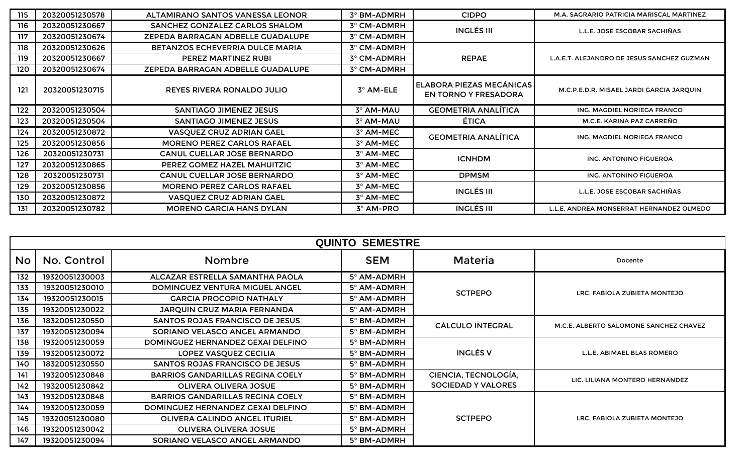| No | No. Control | Nombre | SEM | Materia | Docente |
|---|---|---|---|---|---|
| 115 | 20320051230578 | ALTAMIRANO SANTOS VANESSA LEONOR | 3° BM-ADMRH | CIDPO | M.A. SAGRARIO PATRICIA MARISCAL MARTINEZ |
| 116 | 20320051230667 | SANCHEZ GONZALEZ CARLOS SHALOM | 3° CM-ADMRH | INGLÉS III | L.L.E. JOSE ESCOBAR SACHIÑAS |
| 117 | 20320051230674 | ZEPEDA BARRAGAN ADBELLE GUADALUPE | 3° CM-ADMRH | | |
| 118 | 20320051230626 | BETANZOS ECHEVERRIA DULCE MARIA | 3° CM-ADMRH | REPAE | L.A.E.T. ALEJANDRO DE JESUS SANCHEZ GUZMAN |
| 119 | 20320051230667 | PEREZ MARTINEZ RUBI | 3° CM-ADMRH | | |
| 120 | 20320051230674 | ZEPEDA BARRAGAN ADBELLE GUADALUPE | 3° CM-ADMRH | | |
| 121 | 20320051230715 | REYES RIVERA RONALDO JULIO | 3° AM-ELE | ELABORA PIEZAS MECÁNICAS EN TORNO Y FRESADORA | M.C.P.E.D.R. MISAEL JARDI GARCIA JARQUIN |
| 122 | 20320051230504 | SANTIAGO JIMENEZ JESUS | 3° AM-MAU | GEOMETRIA ANALÍTICA | ING. MAGDIEL NORIEGA FRANCO |
| 123 | 20320051230504 | SANTIAGO JIMENEZ JESUS | 3° AM-MAU | ÉTICA | M.C.E. KARINA PAZ CARREÑO |
| 124 | 20320051230872 | VASQUEZ CRUZ ADRIAN GAEL | 3° AM-MEC | GEOMETRIA ANALÍTICA | ING. MAGDIEL NORIEGA FRANCO |
| 125 | 20320051230856 | MORENO PEREZ CARLOS RAFAEL | 3° AM-MEC | | |
| 126 | 20320051230731 | CANUL CUELLAR JOSE BERNARDO | 3° AM-MEC | ICNHDM | ING. ANTONINO FIGUEROA |
| 127 | 20320051230865 | PEREZ GOMEZ HAZEL MAHUITZIC | 3° AM-MEC | | |
| 128 | 20320051230731 | CANUL CUELLAR JOSE BERNARDO | 3° AM-MEC | DPMSM | ING. ANTONINO FIGUEROA |
| 129 | 20320051230856 | MORENO PEREZ CARLOS RAFAEL | 3° AM-MEC | INGLÉS III | L.L.E. JOSE ESCOBAR SACHIÑAS |
| 130 | 20320051230872 | VASQUEZ CRUZ ADRIAN GAEL | 3° AM-MEC | | |
| 131 | 20320051230782 | MORENO GARCIA HANS DYLAN | 3° AM-PRO | INGLÉS III | L.L.E. ANDREA MONSERRAT HERNANDEZ OLMEDO |

## QUINTO SEMESTRE

| No | No. Control | Nombre | SEM | Materia | Docente |
|---|---|---|---|---|---|
| 132 | 19320051230003 | ALCAZAR ESTRELLA SAMANTHA PAOLA | 5° AM-ADMRH | SCTPEPO | LRC. FABIOLA ZUBIETA MONTEJO |
| 133 | 19320051230010 | DOMINGUEZ VENTURA MIGUEL ANGEL | 5° AM-ADMRH | | |
| 134 | 19320051230015 | GARCIA PROCOPIO NATHALY | 5° AM-ADMRH | | |
| 135 | 19320051230022 | JARQUIN CRUZ MARIA FERNANDA | 5° AM-ADMRH | | |
| 136 | 18320051230550 | SANTOS ROJAS FRANCISCO DE JESUS | 5° BM-ADMRH | CÁLCULO INTEGRAL | M.C.E. ALBERTO SALOMONE SANCHEZ CHAVEZ |
| 137 | 19320051230094 | SORIANO VELASCO ANGEL ARMANDO | 5° BM-ADMRH | | |
| 138 | 19320051230059 | DOMINGUEZ HERNANDEZ GEXAI DELFINO | 5° BM-ADMRH | INGLÉS V | L.L.E. ABIMAEL BLAS ROMERO |
| 139 | 19320051230072 | LOPEZ VASQUEZ CECILIA | 5° BM-ADMRH | | |
| 140 | 18320051230550 | SANTOS ROJAS FRANCISCO DE JESUS | 5° BM-ADMRH | | |
| 141 | 19320051230848 | BARRIOS GANDARILLAS REGINA COELY | 5° BM-ADMRH | CIENCIA, TECNOLOGÍA, SOCIEDAD Y VALORES | LIC. LILIANA MONTERO HERNANDEZ |
| 142 | 19320051230842 | OLIVERA OLIVERA JOSUE | 5° BM-ADMRH | | |
| 143 | 19320051230848 | BARRIOS GANDARILLAS REGINA COELY | 5° BM-ADMRH | SCTPEPO | LRC. FABIOLA ZUBIETA MONTEJO |
| 144 | 19320051230059 | DOMINGUEZ HERNANDEZ GEXAI DELFINO | 5° BM-ADMRH | | |
| 145 | 19320051230080 | OLIVERA GALINDO ANGEL ITURIEL | 5° BM-ADMRH | | |
| 146 | 19320051230042 | OLIVERA OLIVERA JOSUE | 5° BM-ADMRH | | |
| 147 | 19320051230094 | SORIANO VELASCO ANGEL ARMANDO | 5° BM-ADMRH | | |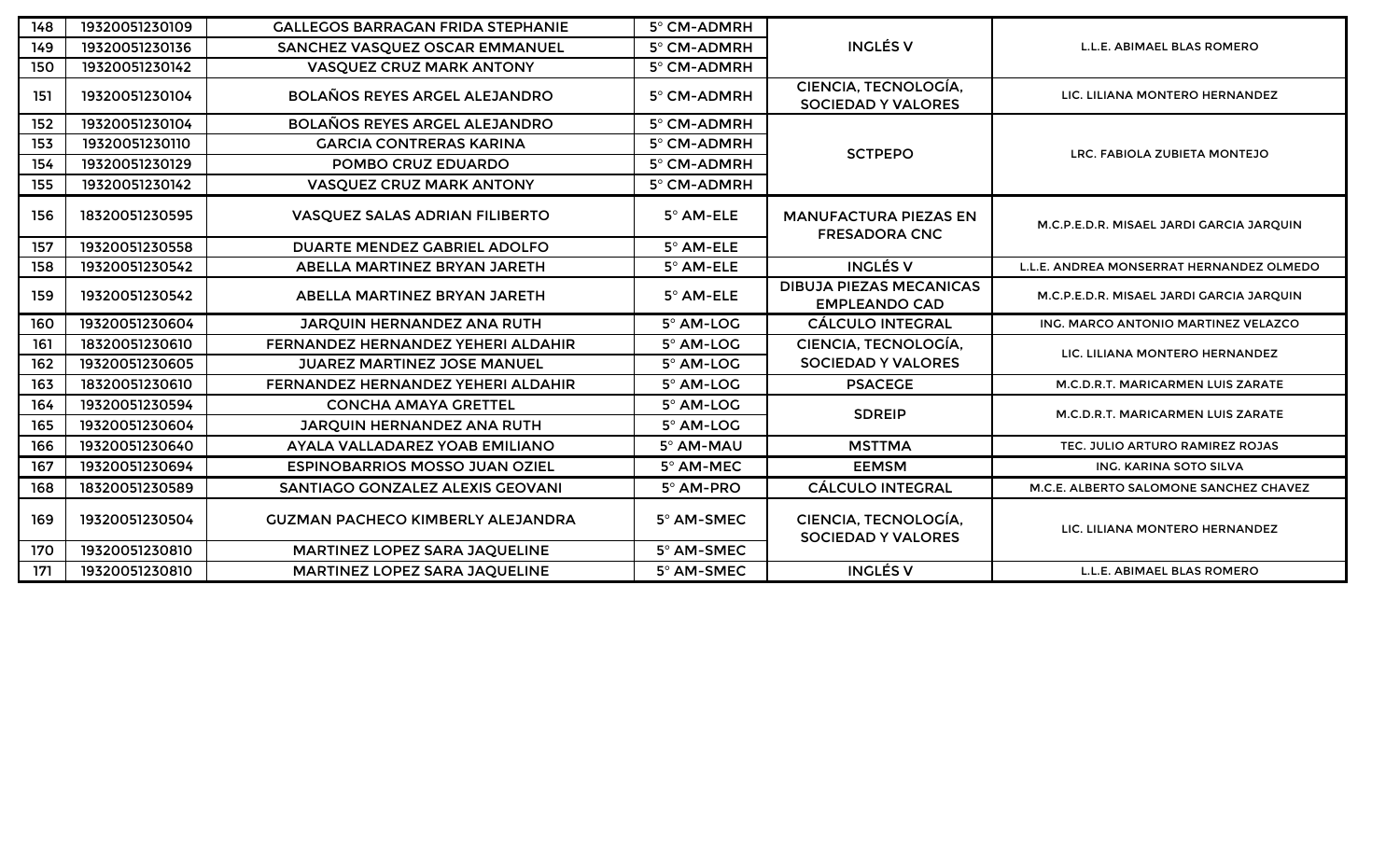| 148 | 19320051230109 | GALLEGOS BARRAGAN FRIDA STEPHANIE | 5° CM-ADMRH | INGLÉS V | L.L.E. ABIMAEL BLAS ROMERO |
|---|---|---|---|---|---|
| 149 | 19320051230136 | SANCHEZ VASQUEZ OSCAR EMMANUEL | 5° CM-ADMRH | | |
| 150 | 19320051230142 | VASQUEZ CRUZ MARK ANTONY | 5° CM-ADMRH | | |
| 151 | 19320051230104 | BOLAÑOS REYES ARGEL ALEJANDRO | 5° CM-ADMRH | CIENCIA, TECNOLOGÍA, SOCIEDAD Y VALORES | LIC. LILIANA MONTERO HERNANDEZ |
| 152 | 19320051230104 | BOLAÑOS REYES ARGEL ALEJANDRO | 5° CM-ADMRH | SCTPEPO | LRC. FABIOLA ZUBIETA MONTEJO |
| 153 | 19320051230110 | GARCIA CONTRERAS KARINA | 5° CM-ADMRH | | |
| 154 | 19320051230129 | POMBO CRUZ EDUARDO | 5° CM-ADMRH | | |
| 155 | 19320051230142 | VASQUEZ CRUZ MARK ANTONY | 5° CM-ADMRH | | |
| 156 | 18320051230595 | VASQUEZ SALAS ADRIAN FILIBERTO | 5° AM-ELE | MANUFACTURA PIEZAS EN FRESADORA CNC | M.C.P.E.D.R. MISAEL JARDI GARCIA JARQUIN |
| 157 | 19320051230558 | DUARTE MENDEZ GABRIEL ADOLFO | 5° AM-ELE | | |
| 158 | 19320051230542 | ABELLA MARTINEZ BRYAN JARETH | 5° AM-ELE | INGLÉS V | L.L.E. ANDREA MONSERRAT HERNANDEZ OLMEDO |
| 159 | 19320051230542 | ABELLA MARTINEZ BRYAN JARETH | 5° AM-ELE | DIBUJA PIEZAS MECANICAS EMPLEANDO CAD | M.C.P.E.D.R. MISAEL JARDI GARCIA JARQUIN |
| 160 | 19320051230604 | JARQUIN HERNANDEZ ANA RUTH | 5° AM-LOG | CÁLCULO INTEGRAL | ING. MARCO ANTONIO MARTINEZ VELAZCO |
| 161 | 18320051230610 | FERNANDEZ HERNANDEZ YEHERI ALDAHIR | 5° AM-LOG | CIENCIA, TECNOLOGÍA, SOCIEDAD Y VALORES | LIC. LILIANA MONTERO HERNANDEZ |
| 162 | 19320051230605 | JUAREZ MARTINEZ JOSE MANUEL | 5° AM-LOG | | |
| 163 | 18320051230610 | FERNANDEZ HERNANDEZ YEHERI ALDAHIR | 5° AM-LOG | PSACEGE | M.C.D.R.T. MARICARMEN LUIS ZARATE |
| 164 | 19320051230594 | CONCHA AMAYA GRETTEL | 5° AM-LOG | SDREIP | M.C.D.R.T. MARICARMEN LUIS ZARATE |
| 165 | 19320051230604 | JARQUIN HERNANDEZ ANA RUTH | 5° AM-LOG | | |
| 166 | 19320051230640 | AYALA VALLADAREZ YOAB EMILIANO | 5° AM-MAU | MSTTMA | TEC. JULIO ARTURO RAMIREZ ROJAS |
| 167 | 19320051230694 | ESPINOBARRIOS MOSSO JUAN OZIEL | 5° AM-MEC | EEMSM | ING. KARINA SOTO SILVA |
| 168 | 18320051230589 | SANTIAGO GONZALEZ ALEXIS GEOVANI | 5° AM-PRO | CÁLCULO INTEGRAL | M.C.E. ALBERTO SALOMONE SANCHEZ CHAVEZ |
| 169 | 19320051230504 | GUZMAN PACHECO KIMBERLY ALEJANDRA | 5° AM-SMEC | CIENCIA, TECNOLOGÍA, SOCIEDAD Y VALORES | LIC. LILIANA MONTERO HERNANDEZ |
| 170 | 19320051230810 | MARTINEZ LOPEZ SARA JAQUELINE | 5° AM-SMEC | | |
| 171 | 19320051230810 | MARTINEZ LOPEZ SARA JAQUELINE | 5° AM-SMEC | INGLÉS V | L.L.E. ABIMAEL BLAS ROMERO |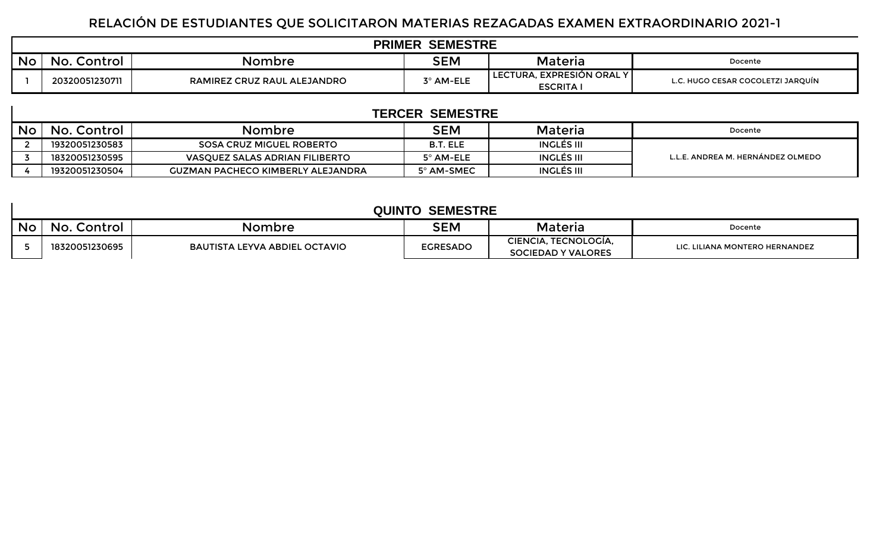# RELACIÓN DE ESTUDIANTES QUE SOLICITARON MATERIAS REZAGADAS EXAMEN EXTRAORDINARIO 2021-1

## PRIMER SEMESTRE

| No | No. Control | Nombre | SEM | Materia | Docente |
|---|---|---|---|---|---|
| 1 | 20320051230711 | RAMIREZ CRUZ RAUL ALEJANDRO | 3° AM-ELE | LECTURA, EXPRESIÓN ORAL Y ESCRITA I | L.C. HUGO CESAR COCOLETZI JARQUÍN |

## TERCER SEMESTRE

| No | No. Control | Nombre | SEM | Materia | Docente |
|---|---|---|---|---|---|
| 2 | 19320051230583 | SOSA CRUZ MIGUEL ROBERTO | B.T. ELE | INGLÉS III | L.L.E. ANDREA M. HERNÁNDEZ OLMEDO |
| 3 | 18320051230595 | VASQUEZ SALAS ADRIAN FILIBERTO | 5° AM-ELE | INGLÉS III | |
| 4 | 19320051230504 | GUZMAN PACHECO KIMBERLY ALEJANDRA | 5° AM-SMEC | INGLÉS III | |

## QUINTO SEMESTRE

| No | No. Control | Nombre | SEM | Materia | Docente |
|---|---|---|---|---|---|
| 5 | 18320051230695 | BAUTISTA LEYVA ABDIEL OCTAVIO | EGRESADO | CIENCIA, TECNOLOGÍA, SOCIEDAD Y VALORES | LIC. LILIANA MONTERO HERNANDEZ |